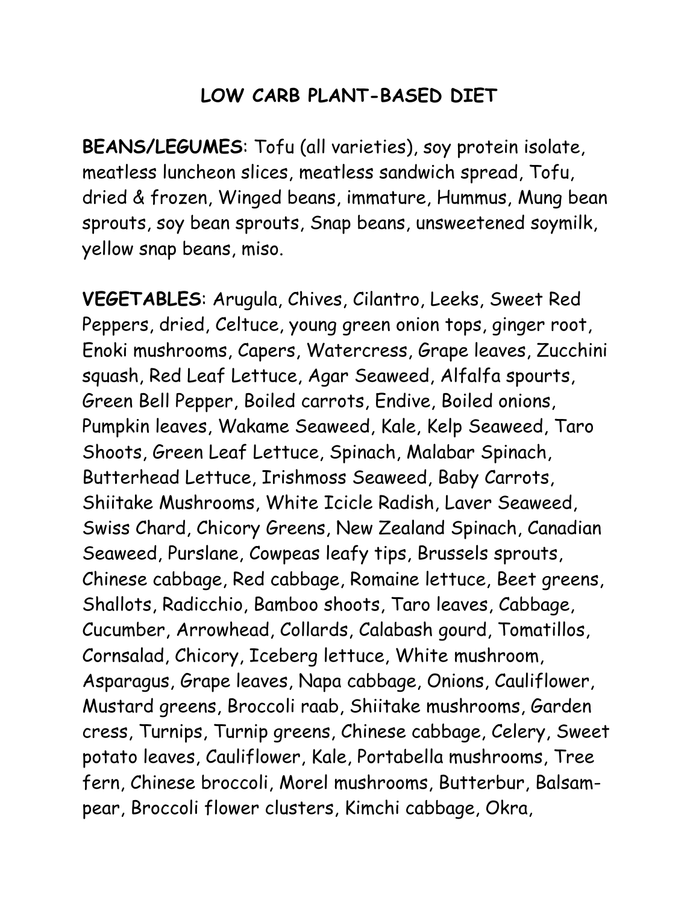# LOW CARB PLANT-BASED DIET

**BEANS/LEGUMES**: Tofu (all varieties), soy protein isolate, meatless luncheon slices, meatless sandwich spread, Tofu, dried & frozen, Winged beans, immature, Hummus, Mung bean sprouts, soy bean sprouts, Snap beans, unsweetened soymilk, yellow snap beans, miso.

**VEGETABLES**: Arugula, Chives, Cilantro, Leeks, Sweet Red Peppers, dried, Celtuce, young green onion tops, ginger root, Enoki mushrooms, Capers, Watercress, Grape leaves, Zucchini squash, Red Leaf Lettuce, Agar Seaweed, Alfalfa spourts, Green Bell Pepper, Boiled carrots, Endive, Boiled onions, Pumpkin leaves, Wakame Seaweed, Kale, Kelp Seaweed, Taro Shoots, Green Leaf Lettuce, Spinach, Malabar Spinach, Butterhead Lettuce, Irishmoss Seaweed, Baby Carrots, Shiitake Mushrooms, White Icicle Radish, Laver Seaweed, Swiss Chard, Chicory Greens, New Zealand Spinach, Canadian Seaweed, Purslane, Cowpeas leafy tips, Brussels sprouts, Chinese cabbage, Red cabbage, Romaine lettuce, Beet greens, Shallots, Radicchio, Bamboo shoots, Taro leaves, Cabbage, Cucumber, Arrowhead, Collards, Calabash gourd, Tomatillos, Cornsalad, Chicory, Iceberg lettuce, White mushroom, Asparagus, Grape leaves, Napa cabbage, Onions, Cauliflower, Mustard greens, Broccoli raab, Shiitake mushrooms, Garden cress, Turnips, Turnip greens, Chinese cabbage, Celery, Sweet potato leaves, Cauliflower, Kale, Portabella mushrooms, Tree fern, Chinese broccoli, Morel mushrooms, Butterbur, Balsam-pear, Broccoli flower clusters, Kimchi cabbage, Okra,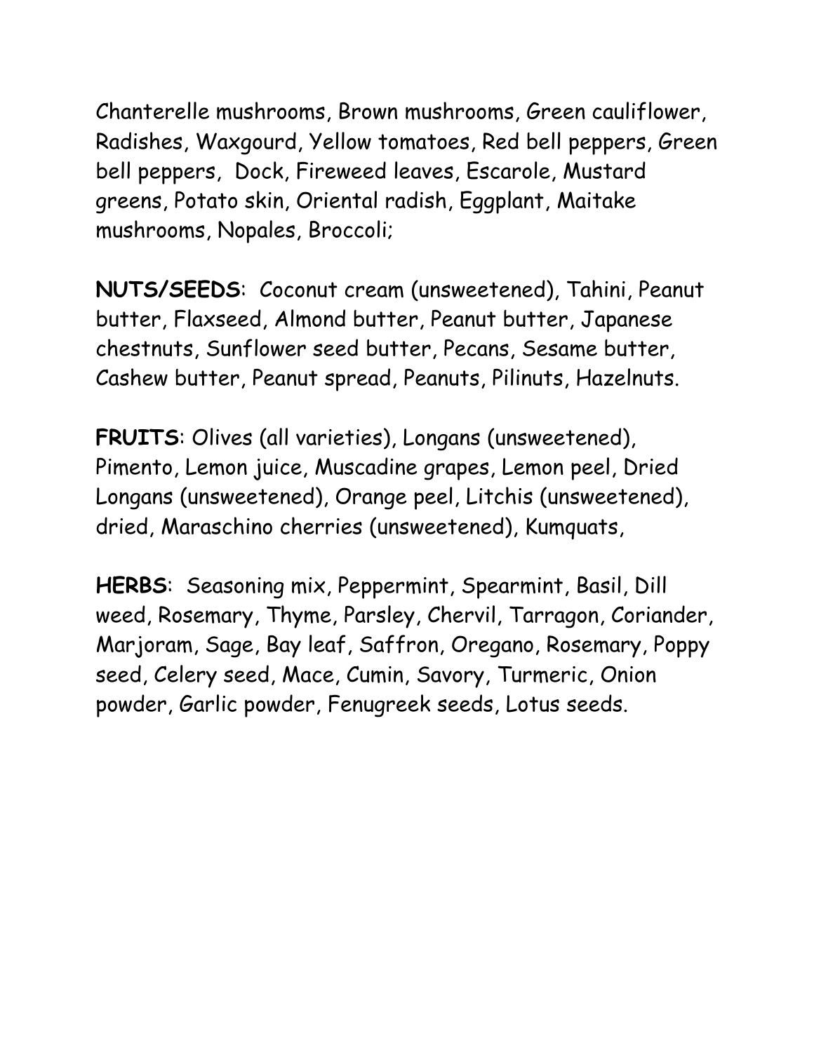Chanterelle mushrooms, Brown mushrooms, Green cauliflower, Radishes, Waxgourd, Yellow tomatoes, Red bell peppers, Green bell peppers, Dock, Fireweed leaves, Escarole, Mustard greens, Potato skin, Oriental radish, Eggplant, Maitake mushrooms, Nopales, Broccoli;

**NUTS/SEEDS**: Coconut cream (unsweetened), Tahini, Peanut butter, Flaxseed, Almond butter, Peanut butter, Japanese chestnuts, Sunflower seed butter, Pecans, Sesame butter, Cashew butter, Peanut spread, Peanuts, Pilinuts, Hazelnuts.

**FRUITS**: Olives (all varieties), Longans (unsweetened), Pimento, Lemon juice, Muscadine grapes, Lemon peel, Dried Longans (unsweetened), Orange peel, Litchis (unsweetened), dried, Maraschino cherries (unsweetened), Kumquats,

**HERBS**: Seasoning mix, Peppermint, Spearmint, Basil, Dill weed, Rosemary, Thyme, Parsley, Chervil, Tarragon, Coriander, Marjoram, Sage, Bay leaf, Saffron, Oregano, Rosemary, Poppy seed, Celery seed, Mace, Cumin, Savory, Turmeric, Onion powder, Garlic powder, Fenugreek seeds, Lotus seeds.